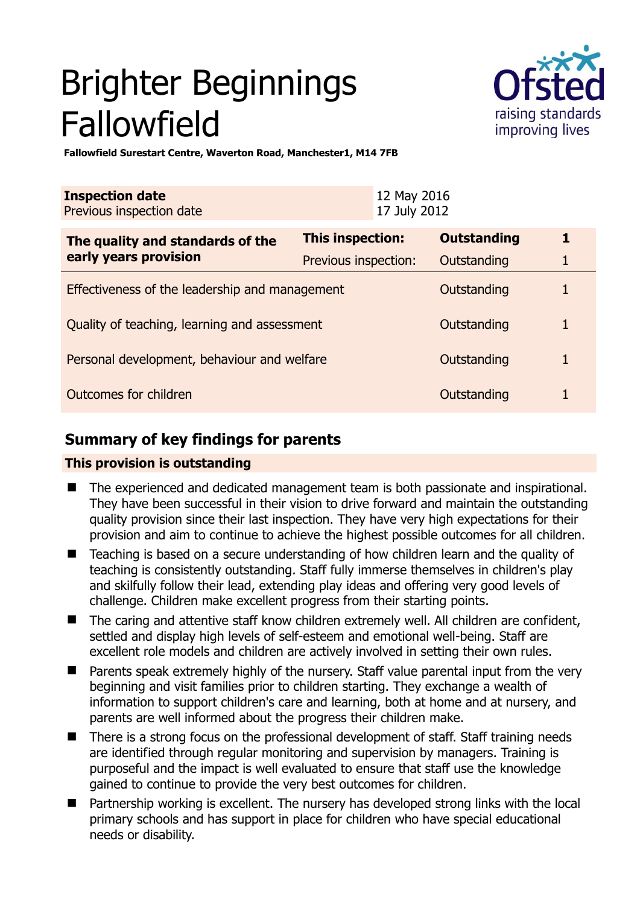# Brighter Beginnings Fallowfield

**Fallowfield Surestart Centre, Waverton Road, Manchester1, M14 7FB**

| **Inspection date** | 12 May 2016 |
| --- | --- |
| Previous inspection date | 17 July 2012 |

| **The quality and standards of the early years provision** | **This inspection:** | **Outstanding** | **1** |
| --- | --- | --- | --- |
| | Previous inspection: | Outstanding | 1 |
| Effectiveness of the leadership and management | | Outstanding | 1 |
| Quality of teaching, learning and assessment | | Outstanding | 1 |
| Personal development, behaviour and welfare | | Outstanding | 1 |
| Outcomes for children | | Outstanding | 1 |

## Summary of key findings for parents

**This provision is outstanding**

- The experienced and dedicated management team is both passionate and inspirational. They have been successful in their vision to drive forward and maintain the outstanding quality provision since their last inspection. They have very high expectations for their provision and aim to continue to achieve the highest possible outcomes for all children.
- Teaching is based on a secure understanding of how children learn and the quality of teaching is consistently outstanding. Staff fully immerse themselves in children's play and skilfully follow their lead, extending play ideas and offering very good levels of challenge. Children make excellent progress from their starting points.
- The caring and attentive staff know children extremely well. All children are confident, settled and display high levels of self-esteem and emotional well-being. Staff are excellent role models and children are actively involved in setting their own rules.
- Parents speak extremely highly of the nursery. Staff value parental input from the very beginning and visit families prior to children starting. They exchange a wealth of information to support children's care and learning, both at home and at nursery, and parents are well informed about the progress their children make.
- There is a strong focus on the professional development of staff. Staff training needs are identified through regular monitoring and supervision by managers. Training is purposeful and the impact is well evaluated to ensure that staff use the knowledge gained to continue to provide the very best outcomes for children.
- Partnership working is excellent. The nursery has developed strong links with the local primary schools and has support in place for children who have special educational needs or disability.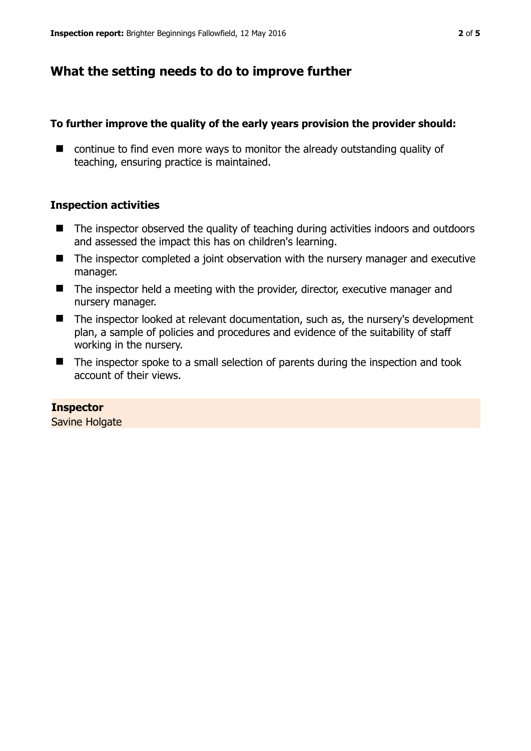## What the setting needs to do to improve further

### To further improve the quality of the early years provision the provider should:

- continue to find even more ways to monitor the already outstanding quality of teaching, ensuring practice is maintained.

### Inspection activities

- The inspector observed the quality of teaching during activities indoors and outdoors and assessed the impact this has on children's learning.
- The inspector completed a joint observation with the nursery manager and executive manager.
- The inspector held a meeting with the provider, director, executive manager and nursery manager.
- The inspector looked at relevant documentation, such as, the nursery's development plan, a sample of policies and procedures and evidence of the suitability of staff working in the nursery.
- The inspector spoke to a small selection of parents during the inspection and took account of their views.

**Inspector**
Savine Holgate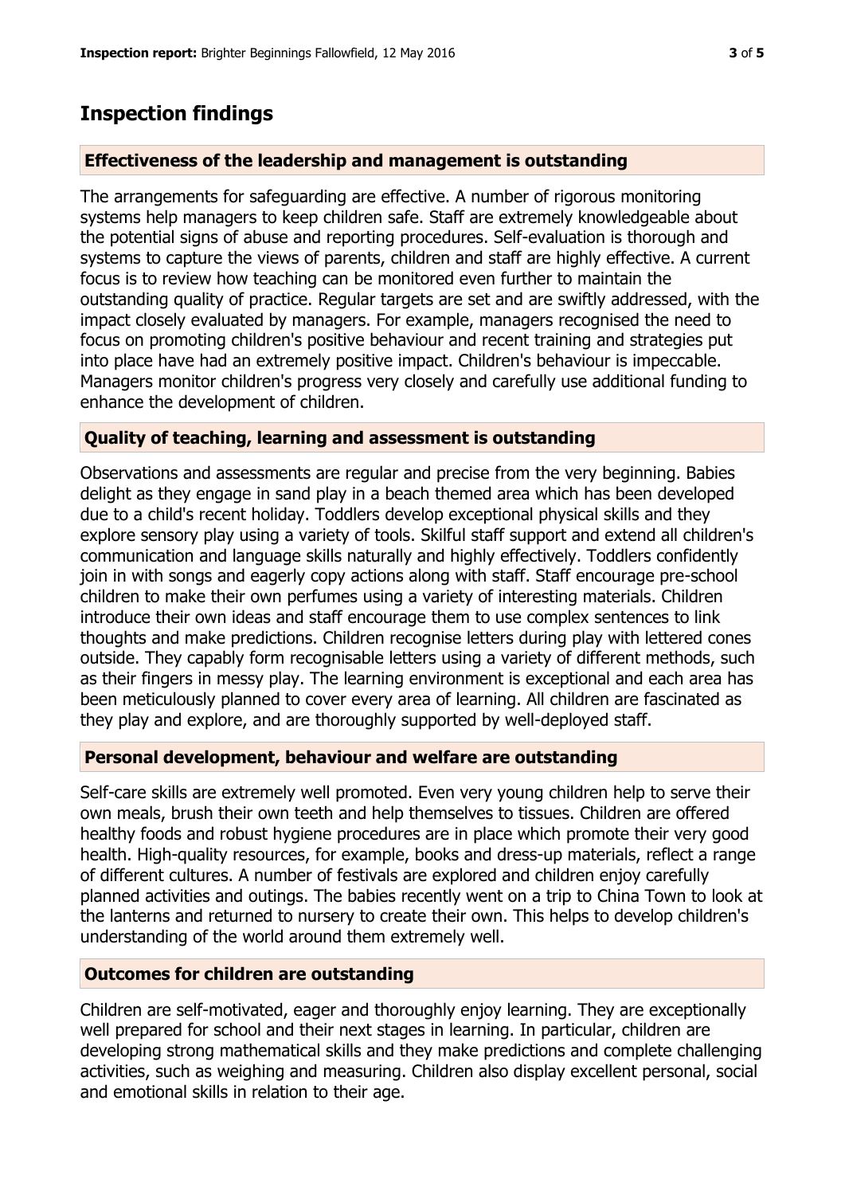## Inspection findings

### Effectiveness of the leadership and management is outstanding

The arrangements for safeguarding are effective. A number of rigorous monitoring systems help managers to keep children safe. Staff are extremely knowledgeable about the potential signs of abuse and reporting procedures. Self-evaluation is thorough and systems to capture the views of parents, children and staff are highly effective. A current focus is to review how teaching can be monitored even further to maintain the outstanding quality of practice. Regular targets are set and are swiftly addressed, with the impact closely evaluated by managers. For example, managers recognised the need to focus on promoting children's positive behaviour and recent training and strategies put into place have had an extremely positive impact. Children's behaviour is impeccable. Managers monitor children's progress very closely and carefully use additional funding to enhance the development of children.

### Quality of teaching, learning and assessment is outstanding

Observations and assessments are regular and precise from the very beginning. Babies delight as they engage in sand play in a beach themed area which has been developed due to a child's recent holiday. Toddlers develop exceptional physical skills and they explore sensory play using a variety of tools. Skilful staff support and extend all children's communication and language skills naturally and highly effectively. Toddlers confidently join in with songs and eagerly copy actions along with staff. Staff encourage pre-school children to make their own perfumes using a variety of interesting materials. Children introduce their own ideas and staff encourage them to use complex sentences to link thoughts and make predictions. Children recognise letters during play with lettered cones outside. They capably form recognisable letters using a variety of different methods, such as their fingers in messy play. The learning environment is exceptional and each area has been meticulously planned to cover every area of learning. All children are fascinated as they play and explore, and are thoroughly supported by well-deployed staff.

### Personal development, behaviour and welfare are outstanding

Self-care skills are extremely well promoted. Even very young children help to serve their own meals, brush their own teeth and help themselves to tissues. Children are offered healthy foods and robust hygiene procedures are in place which promote their very good health. High-quality resources, for example, books and dress-up materials, reflect a range of different cultures. A number of festivals are explored and children enjoy carefully planned activities and outings. The babies recently went on a trip to China Town to look at the lanterns and returned to nursery to create their own. This helps to develop children's understanding of the world around them extremely well.

### Outcomes for children are outstanding

Children are self-motivated, eager and thoroughly enjoy learning. They are exceptionally well prepared for school and their next stages in learning. In particular, children are developing strong mathematical skills and they make predictions and complete challenging activities, such as weighing and measuring. Children also display excellent personal, social and emotional skills in relation to their age.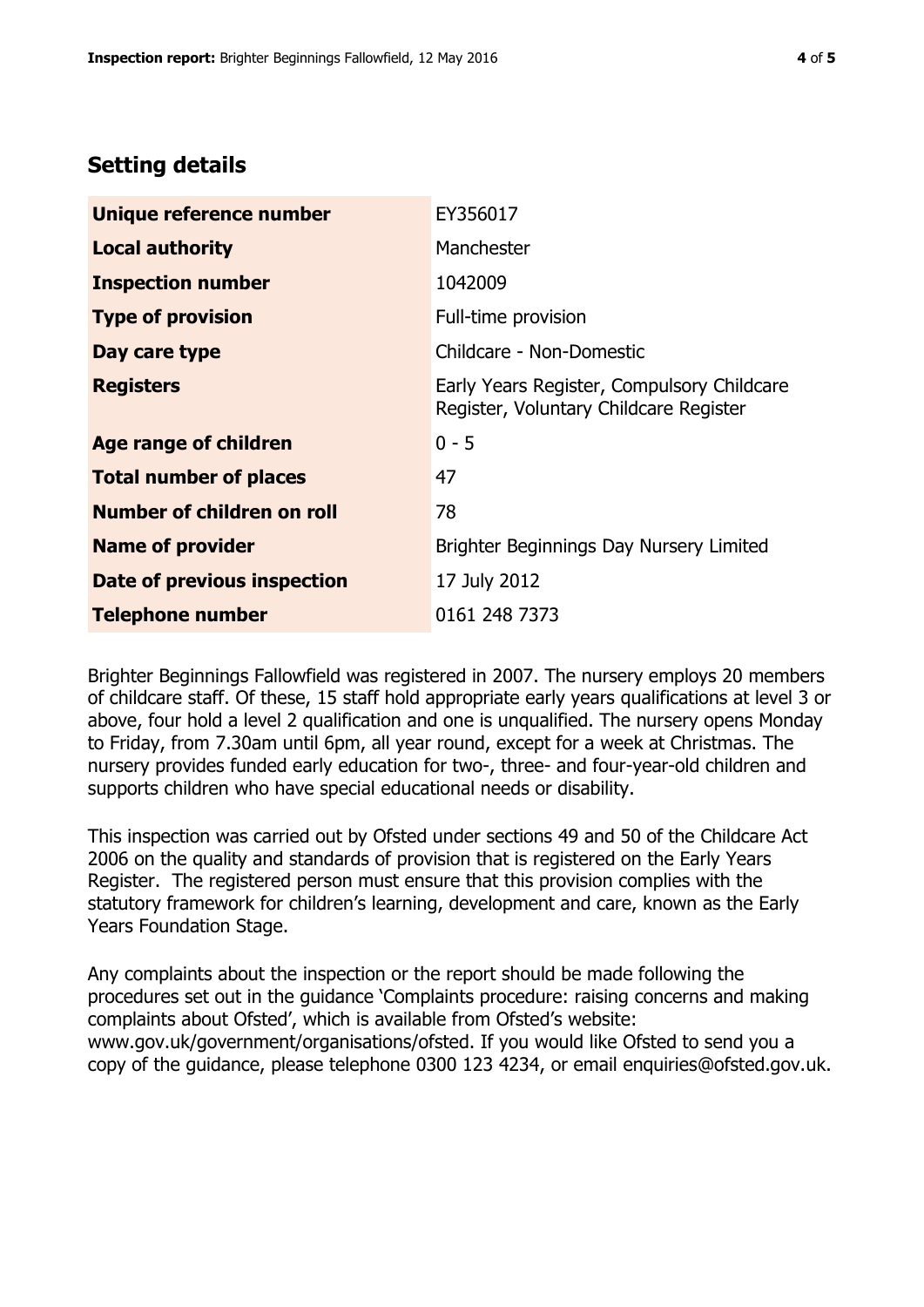## Setting details

| | |
|---|---|
| **Unique reference number** | EY356017 |
| **Local authority** | Manchester |
| **Inspection number** | 1042009 |
| **Type of provision** | Full-time provision |
| **Day care type** | Childcare - Non-Domestic |
| **Registers** | Early Years Register, Compulsory Childcare Register, Voluntary Childcare Register |
| **Age range of children** | 0 - 5 |
| **Total number of places** | 47 |
| **Number of children on roll** | 78 |
| **Name of provider** | Brighter Beginnings Day Nursery Limited |
| **Date of previous inspection** | 17 July 2012 |
| **Telephone number** | 0161 248 7373 |

Brighter Beginnings Fallowfield was registered in 2007. The nursery employs 20 members of childcare staff. Of these, 15 staff hold appropriate early years qualifications at level 3 or above, four hold a level 2 qualification and one is unqualified. The nursery opens Monday to Friday, from 7.30am until 6pm, all year round, except for a week at Christmas. The nursery provides funded early education for two-, three- and four-year-old children and supports children who have special educational needs or disability.

This inspection was carried out by Ofsted under sections 49 and 50 of the Childcare Act 2006 on the quality and standards of provision that is registered on the Early Years Register. The registered person must ensure that this provision complies with the statutory framework for children's learning, development and care, known as the Early Years Foundation Stage.

Any complaints about the inspection or the report should be made following the procedures set out in the guidance 'Complaints procedure: raising concerns and making complaints about Ofsted', which is available from Ofsted's website: www.gov.uk/government/organisations/ofsted. If you would like Ofsted to send you a copy of the guidance, please telephone 0300 123 4234, or email enquiries@ofsted.gov.uk.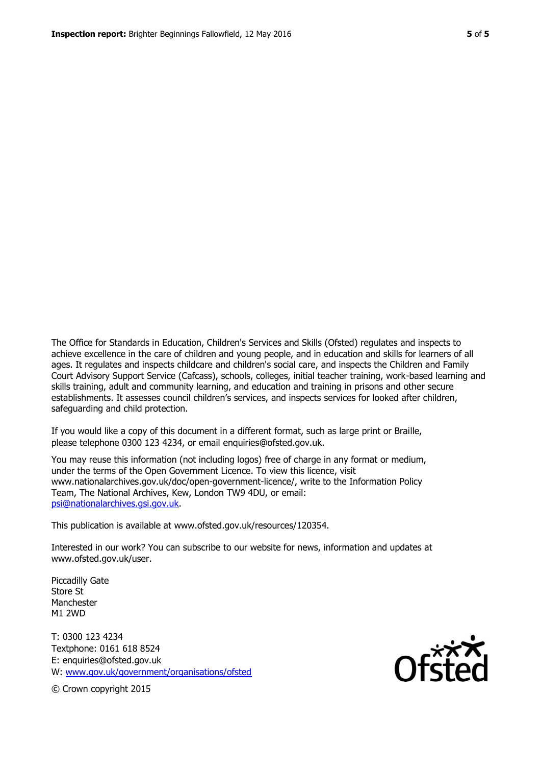The Office for Standards in Education, Children's Services and Skills (Ofsted) regulates and inspects to achieve excellence in the care of children and young people, and in education and skills for learners of all ages. It regulates and inspects childcare and children's social care, and inspects the Children and Family Court Advisory Support Service (Cafcass), schools, colleges, initial teacher training, work-based learning and skills training, adult and community learning, and education and training in prisons and other secure establishments. It assesses council children's services, and inspects services for looked after children, safeguarding and child protection.

If you would like a copy of this document in a different format, such as large print or Braille, please telephone 0300 123 4234, or email enquiries@ofsted.gov.uk.

You may reuse this information (not including logos) free of charge in any format or medium, under the terms of the Open Government Licence. To view this licence, visit www.nationalarchives.gov.uk/doc/open-government-licence/, write to the Information Policy Team, The National Archives, Kew, London TW9 4DU, or email: psi@nationalarchives.gsi.gov.uk.

This publication is available at www.ofsted.gov.uk/resources/120354.

Interested in our work? You can subscribe to our website for news, information and updates at www.ofsted.gov.uk/user.

Piccadilly Gate
Store St
Manchester
M1 2WD

T: 0300 123 4234
Textphone: 0161 618 8524
E: enquiries@ofsted.gov.uk
W: www.gov.uk/government/organisations/ofsted

© Crown copyright 2015

Ofsted